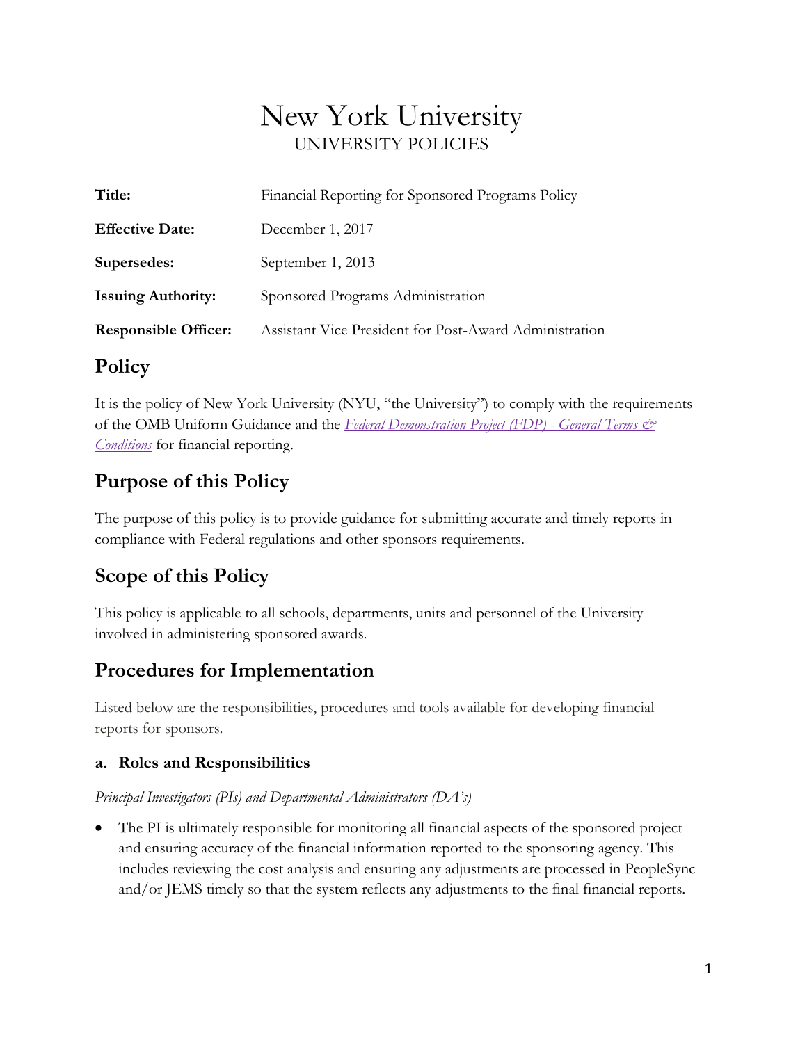# New York University

UNIVERSITY POLICIES

| | |
|---|---|
| **Title:** | Financial Reporting for Sponsored Programs Policy |
| **Effective Date:** | December 1, 2017 |
| **Supersedes:** | September 1, 2013 |
| **Issuing Authority:** | Sponsored Programs Administration |
| **Responsible Officer:** | Assistant Vice President for Post-Award Administration |

## Policy

It is the policy of New York University (NYU, "the University") to comply with the requirements of the OMB Uniform Guidance and the *Federal Demonstration Project (FDP) - General Terms & Conditions* for financial reporting.

## Purpose of this Policy

The purpose of this policy is to provide guidance for submitting accurate and timely reports in compliance with Federal regulations and other sponsors requirements.

## Scope of this Policy

This policy is applicable to all schools, departments, units and personnel of the University involved in administering sponsored awards.

## Procedures for Implementation

Listed below are the responsibilities, procedures and tools available for developing financial reports for sponsors.

### a. Roles and Responsibilities

*Principal Investigators (PIs) and Departmental Administrators (DA's)*

- The PI is ultimately responsible for monitoring all financial aspects of the sponsored project and ensuring accuracy of the financial information reported to the sponsoring agency. This includes reviewing the cost analysis and ensuring any adjustments are processed in PeopleSync and/or JEMS timely so that the system reflects any adjustments to the final financial reports.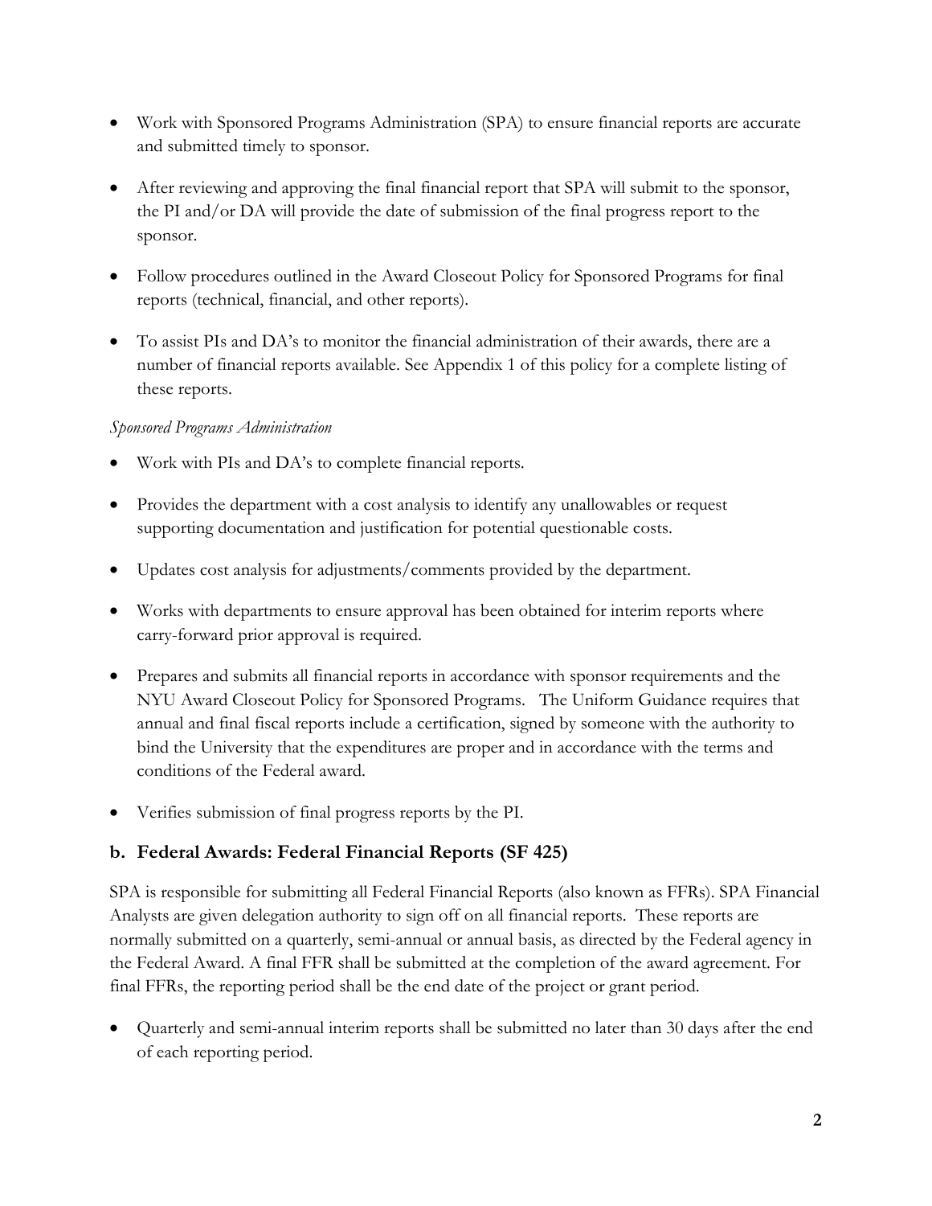- Work with Sponsored Programs Administration (SPA) to ensure financial reports are accurate and submitted timely to sponsor.
- After reviewing and approving the final financial report that SPA will submit to the sponsor, the PI and/or DA will provide the date of submission of the final progress report to the sponsor.
- Follow procedures outlined in the Award Closeout Policy for Sponsored Programs for final reports (technical, financial, and other reports).
- To assist PIs and DA's to monitor the financial administration of their awards, there are a number of financial reports available. See Appendix 1 of this policy for a complete listing of these reports.

*Sponsored Programs Administration*

- Work with PIs and DA's to complete financial reports.
- Provides the department with a cost analysis to identify any unallowables or request supporting documentation and justification for potential questionable costs.
- Updates cost analysis for adjustments/comments provided by the department.
- Works with departments to ensure approval has been obtained for interim reports where carry-forward prior approval is required.
- Prepares and submits all financial reports in accordance with sponsor requirements and the NYU Award Closeout Policy for Sponsored Programs. The Uniform Guidance requires that annual and final fiscal reports include a certification, signed by someone with the authority to bind the University that the expenditures are proper and in accordance with the terms and conditions of the Federal award.
- Verifies submission of final progress reports by the PI.

### b. Federal Awards: Federal Financial Reports (SF 425)

SPA is responsible for submitting all Federal Financial Reports (also known as FFRs). SPA Financial Analysts are given delegation authority to sign off on all financial reports. These reports are normally submitted on a quarterly, semi-annual or annual basis, as directed by the Federal agency in the Federal Award. A final FFR shall be submitted at the completion of the award agreement. For final FFRs, the reporting period shall be the end date of the project or grant period.

- Quarterly and semi-annual interim reports shall be submitted no later than 30 days after the end of each reporting period.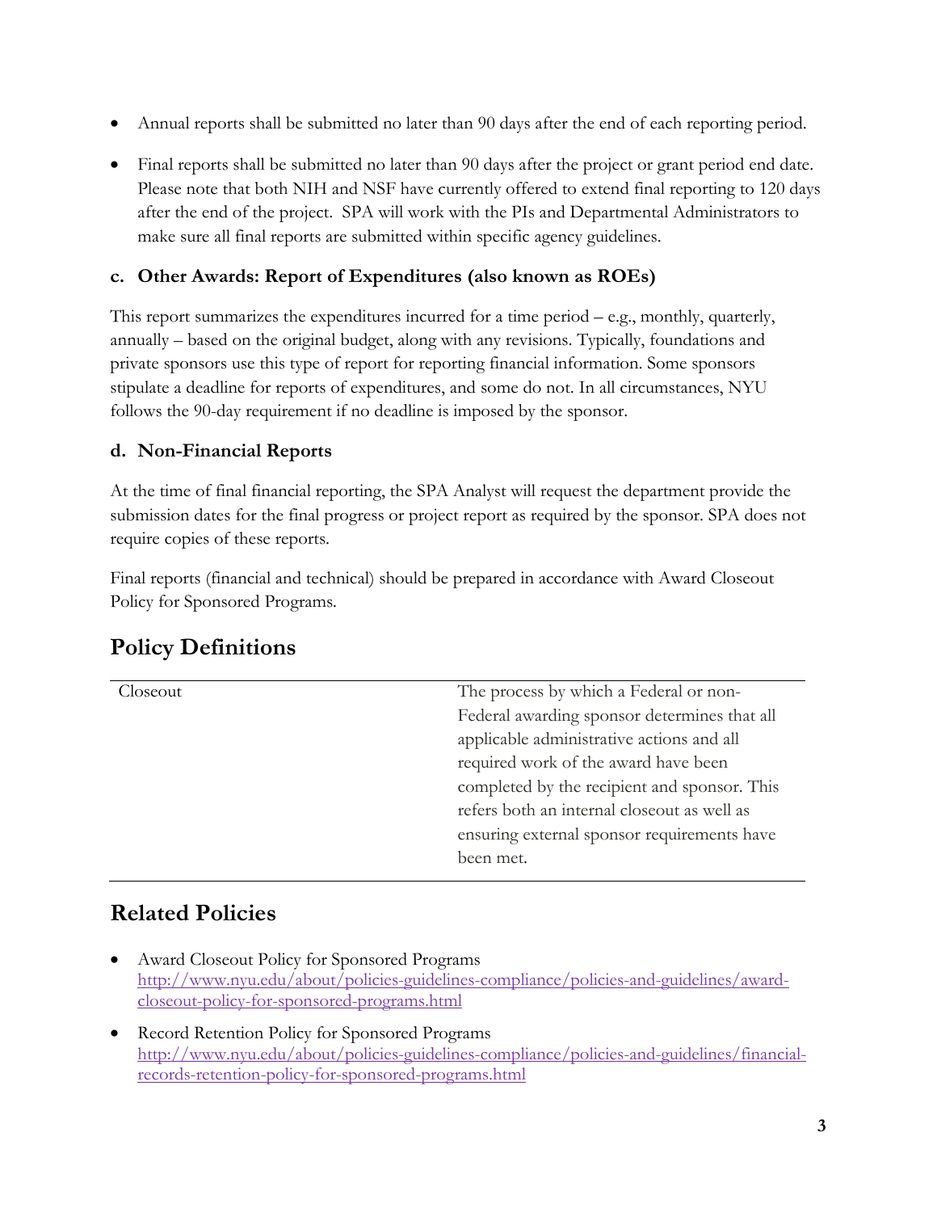- Annual reports shall be submitted no later than 90 days after the end of each reporting period.
- Final reports shall be submitted no later than 90 days after the project or grant period end date. Please note that both NIH and NSF have currently offered to extend final reporting to 120 days after the end of the project. SPA will work with the PIs and Departmental Administrators to make sure all final reports are submitted within specific agency guidelines.

### c. Other Awards: Report of Expenditures (also known as ROEs)

This report summarizes the expenditures incurred for a time period – e.g., monthly, quarterly, annually – based on the original budget, along with any revisions. Typically, foundations and private sponsors use this type of report for reporting financial information. Some sponsors stipulate a deadline for reports of expenditures, and some do not. In all circumstances, NYU follows the 90-day requirement if no deadline is imposed by the sponsor.

### d. Non-Financial Reports

At the time of final financial reporting, the SPA Analyst will request the department provide the submission dates for the final progress or project report as required by the sponsor. SPA does not require copies of these reports.

Final reports (financial and technical) should be prepared in accordance with Award Closeout Policy for Sponsored Programs.

## Policy Definitions

| | |
|---|---|
| Closeout | The process by which a Federal or non-Federal awarding sponsor determines that all applicable administrative actions and all required work of the award have been completed by the recipient and sponsor. This refers both an internal closeout as well as ensuring external sponsor requirements have been met. |

## Related Policies

- Award Closeout Policy for Sponsored Programs
  http://www.nyu.edu/about/policies-guidelines-compliance/policies-and-guidelines/award-closeout-policy-for-sponsored-programs.html
- Record Retention Policy for Sponsored Programs
  http://www.nyu.edu/about/policies-guidelines-compliance/policies-and-guidelines/financial-records-retention-policy-for-sponsored-programs.html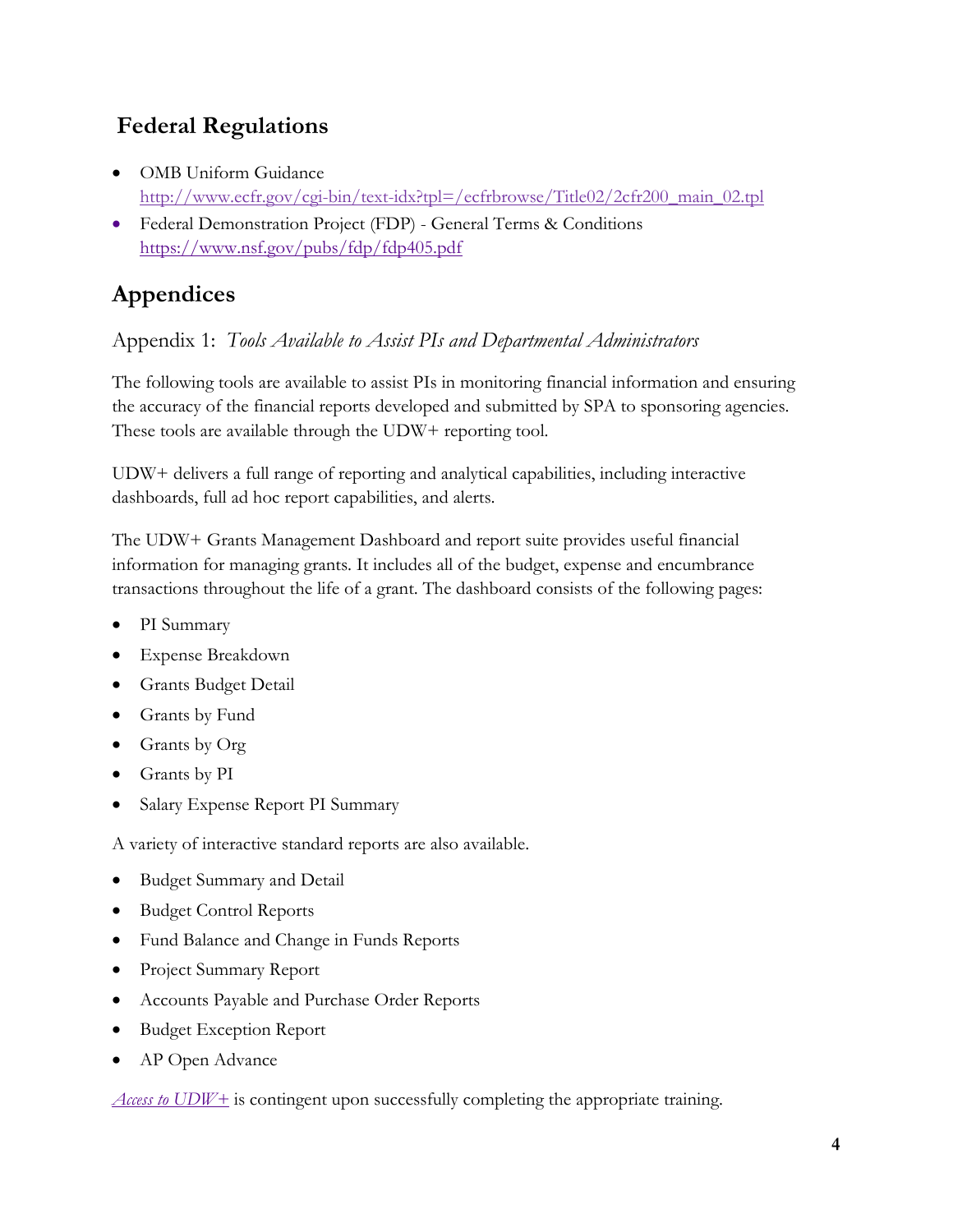## Federal Regulations

- OMB Uniform Guidance
  http://www.ecfr.gov/cgi-bin/text-idx?tpl=/ecfrbrowse/Title02/2cfr200_main_02.tpl
- Federal Demonstration Project (FDP) - General Terms & Conditions
  https://www.nsf.gov/pubs/fdp/fdp405.pdf

## Appendices

### Appendix 1: *Tools Available to Assist PIs and Departmental Administrators*

The following tools are available to assist PIs in monitoring financial information and ensuring the accuracy of the financial reports developed and submitted by SPA to sponsoring agencies. These tools are available through the UDW+ reporting tool.

UDW+ delivers a full range of reporting and analytical capabilities, including interactive dashboards, full ad hoc report capabilities, and alerts.

The UDW+ Grants Management Dashboard and report suite provides useful financial information for managing grants. It includes all of the budget, expense and encumbrance transactions throughout the life of a grant. The dashboard consists of the following pages:

- PI Summary
- Expense Breakdown
- Grants Budget Detail
- Grants by Fund
- Grants by Org
- Grants by PI
- Salary Expense Report PI Summary

A variety of interactive standard reports are also available.

- Budget Summary and Detail
- Budget Control Reports
- Fund Balance and Change in Funds Reports
- Project Summary Report
- Accounts Payable and Purchase Order Reports
- Budget Exception Report
- AP Open Advance

*Access to UDW+* is contingent upon successfully completing the appropriate training.